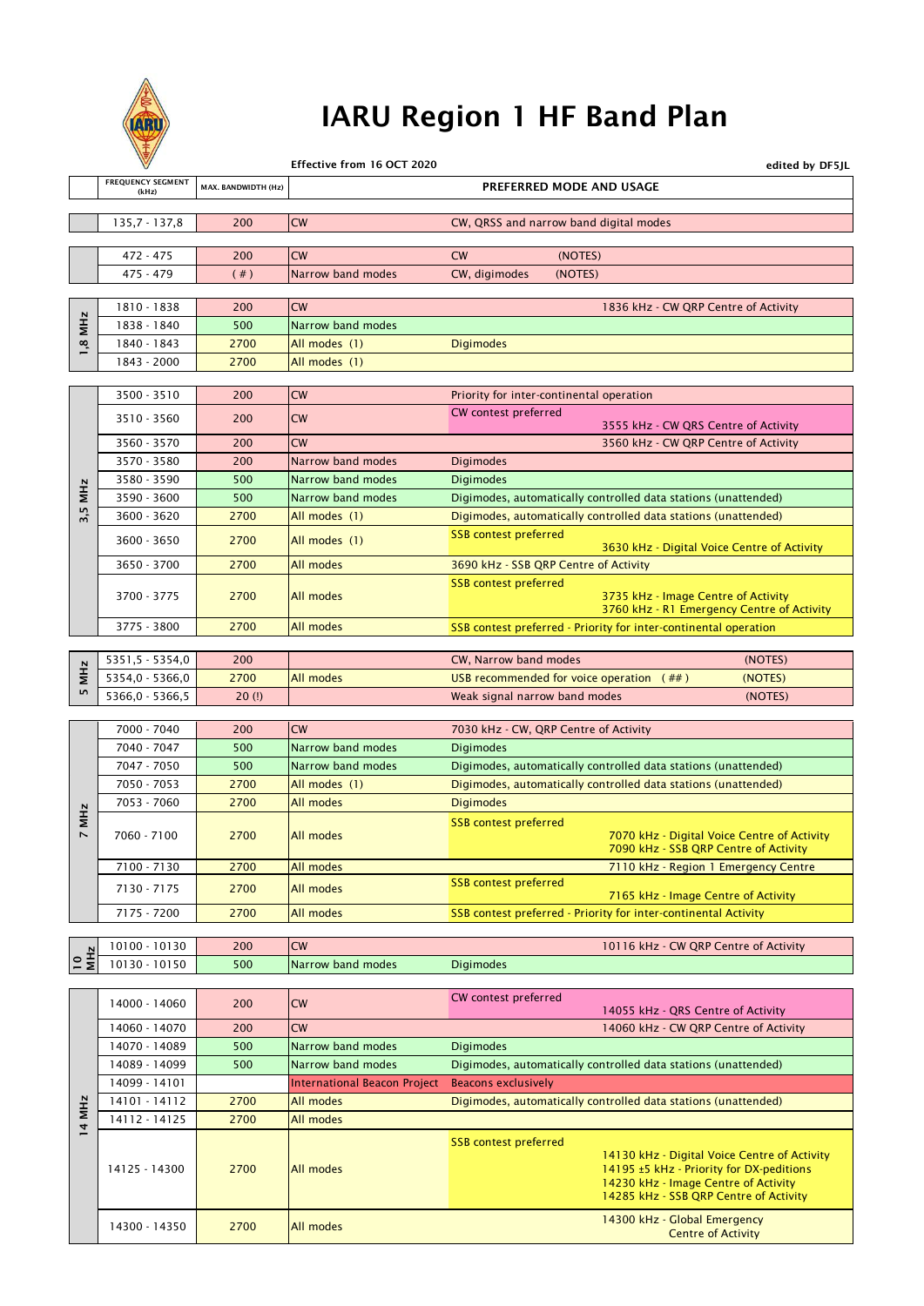# IARU Region 1 HF Band Plan

Effective from 16 OCT 2020

edited by DF5JL

| Band | FREQUENCY SEGMENT (kHz) | MAX. BANDWIDTH (Hz) | PREFERRED MODE AND USAGE | |
|---|---|---|---|---|
| | 135,7 - 137,8 | 200 | CW | CW, QRSS and narrow band digital modes |
| | 472 - 475 | 200 | CW | CW (NOTES) |
| | 475 - 479 | ( # ) | Narrow band modes | CW, digimodes (NOTES) |
| 1,8 MHz | 1810 - 1838 | 200 | CW | 1836 kHz - CW QRP Centre of Activity |
| 1,8 MHz | 1838 - 1840 | 500 | Narrow band modes | |
| 1,8 MHz | 1840 - 1843 | 2700 | All modes (1) | Digimodes |
| 1,8 MHz | 1843 - 2000 | 2700 | All modes (1) | |
| 3,5 MHz | 3500 - 3510 | 200 | CW | Priority for inter-continental operation |
| 3,5 MHz | 3510 - 3560 | 200 | CW | CW contest preferred; 3555 kHz - CW QRS Centre of Activity |
| 3,5 MHz | 3560 - 3570 | 200 | CW | 3560 kHz - CW QRP Centre of Activity |
| 3,5 MHz | 3570 - 3580 | 200 | Narrow band modes | Digimodes |
| 3,5 MHz | 3580 - 3590 | 500 | Narrow band modes | Digimodes |
| 3,5 MHz | 3590 - 3600 | 500 | Narrow band modes | Digimodes, automatically controlled data stations (unattended) |
| 3,5 MHz | 3600 - 3620 | 2700 | All modes (1) | Digimodes, automatically controlled data stations (unattended) |
| 3,5 MHz | 3600 - 3650 | 2700 | All modes (1) | SSB contest preferred; 3630 kHz - Digital Voice Centre of Activity |
| 3,5 MHz | 3650 - 3700 | 2700 | All modes | 3690 kHz - SSB QRP Centre of Activity |
| 3,5 MHz | 3700 - 3775 | 2700 | All modes | SSB contest preferred; 3735 kHz - Image Centre of Activity; 3760 kHz - R1 Emergency Centre of Activity |
| 3,5 MHz | 3775 - 3800 | 2700 | All modes | SSB contest preferred - Priority for inter-continental operation |
| 5 MHz | 5351,5 - 5354,0 | 200 | | CW, Narrow band modes (NOTES) |
| 5 MHz | 5354,0 - 5366,0 | 2700 | All modes | USB recommended for voice operation ( ## ) (NOTES) |
| 5 MHz | 5366,0 - 5366,5 | 20 (!) | | Weak signal narrow band modes (NOTES) |
| 7 MHz | 7000 - 7040 | 200 | CW | 7030 kHz - CW, QRP Centre of Activity |
| 7 MHz | 7040 - 7047 | 500 | Narrow band modes | Digimodes |
| 7 MHz | 7047 - 7050 | 500 | Narrow band modes | Digimodes, automatically controlled data stations (unattended) |
| 7 MHz | 7050 - 7053 | 2700 | All modes (1) | Digimodes, automatically controlled data stations (unattended) |
| 7 MHz | 7053 - 7060 | 2700 | All modes | Digimodes |
| 7 MHz | 7060 - 7100 | 2700 | All modes | SSB contest preferred; 7070 kHz - Digital Voice Centre of Activity; 7090 kHz - SSB QRP Centre of Activity |
| 7 MHz | 7100 - 7130 | 2700 | All modes | 7110 kHz - Region 1 Emergency Centre |
| 7 MHz | 7130 - 7175 | 2700 | All modes | SSB contest preferred; 7165 kHz - Image Centre of Activity |
| 7 MHz | 7175 - 7200 | 2700 | All modes | SSB contest preferred - Priority for inter-continental Activity |
| 10 MHz | 10100 - 10130 | 200 | CW | 10116 kHz - CW QRP Centre of Activity |
| 10 MHz | 10130 - 10150 | 500 | Narrow band modes | Digimodes |
| 14 MHz | 14000 - 14060 | 200 | CW | CW contest preferred; 14055 kHz - QRS Centre of Activity |
| 14 MHz | 14060 - 14070 | 200 | CW | 14060 kHz - CW QRP Centre of Activity |
| 14 MHz | 14070 - 14089 | 500 | Narrow band modes | Digimodes |
| 14 MHz | 14089 - 14099 | 500 | Narrow band modes | Digimodes, automatically controlled data stations (unattended) |
| 14 MHz | 14099 - 14101 | | International Beacon Project | Beacons exclusively |
| 14 MHz | 14101 - 14112 | 2700 | All modes | Digimodes, automatically controlled data stations (unattended) |
| 14 MHz | 14112 - 14125 | 2700 | All modes | |
| 14 MHz | 14125 - 14300 | 2700 | All modes | SSB contest preferred; 14130 kHz - Digital Voice Centre of Activity; 14195 ±5 kHz - Priority for DX-peditions; 14230 kHz - Image Centre of Activity; 14285 kHz - SSB QRP Centre of Activity |
| 14 MHz | 14300 - 14350 | 2700 | All modes | 14300 kHz - Global Emergency Centre of Activity |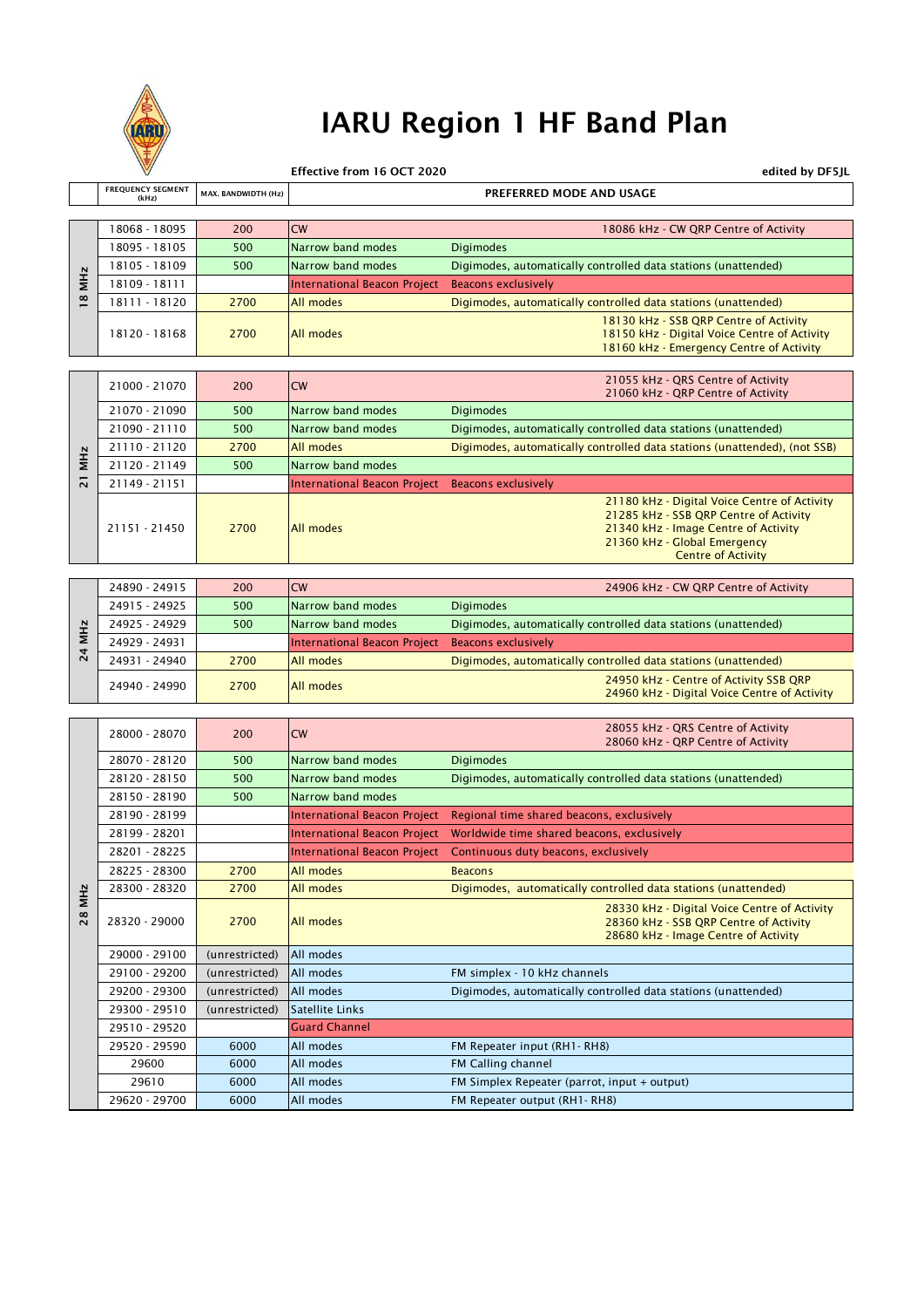# IARU Region 1 HF Band Plan

**Effective from 16 OCT 2020** | **edited by DF5JL**

| Band | FREQUENCY SEGMENT (kHz) | MAX. BANDWIDTH (Hz) | PREFERRED MODE AND USAGE | |
|---|---|---|---|---|
| 18 MHz | 18068 - 18095 | 200 | CW | 18086 kHz - CW QRP Centre of Activity |
| | 18095 - 18105 | 500 | Narrow band modes | Digimodes |
| | 18105 - 18109 | 500 | Narrow band modes | Digimodes, automatically controlled data stations (unattended) |
| | 18109 - 18111 | | International Beacon Project | Beacons exclusively |
| | 18111 - 18120 | 2700 | All modes | Digimodes, automatically controlled data stations (unattended) |
| | 18120 - 18168 | 2700 | All modes | 18130 kHz - SSB QRP Centre of Activity<br>18150 kHz - Digital Voice Centre of Activity<br>18160 kHz - Emergency Centre of Activity |
| 21 MHz | 21000 - 21070 | 200 | CW | 21055 kHz - QRS Centre of Activity<br>21060 kHz - QRP Centre of Activity |
| | 21070 - 21090 | 500 | Narrow band modes | Digimodes |
| | 21090 - 21110 | 500 | Narrow band modes | Digimodes, automatically controlled data stations (unattended) |
| | 21110 - 21120 | 2700 | All modes | Digimodes, automatically controlled data stations (unattended), (not SSB) |
| | 21120 - 21149 | 500 | Narrow band modes | |
| | 21149 - 21151 | | International Beacon Project | Beacons exclusively |
| | 21151 - 21450 | 2700 | All modes | 21180 kHz - Digital Voice Centre of Activity<br>21285 kHz - SSB QRP Centre of Activity<br>21340 kHz - Image Centre of Activity<br>21360 kHz - Global Emergency Centre of Activity |
| 24 MHz | 24890 - 24915 | 200 | CW | 24906 kHz - CW QRP Centre of Activity |
| | 24915 - 24925 | 500 | Narrow band modes | Digimodes |
| | 24925 - 24929 | 500 | Narrow band modes | Digimodes, automatically controlled data stations (unattended) |
| | 24929 - 24931 | | International Beacon Project | Beacons exclusively |
| | 24931 - 24940 | 2700 | All modes | Digimodes, automatically controlled data stations (unattended) |
| | 24940 - 24990 | 2700 | All modes | 24950 kHz - Centre of Activity SSB QRP<br>24960 kHz - Digital Voice Centre of Activity |
| 28 MHz | 28000 - 28070 | 200 | CW | 28055 kHz - QRS Centre of Activity<br>28060 kHz - QRP Centre of Activity |
| | 28070 - 28120 | 500 | Narrow band modes | Digimodes |
| | 28120 - 28150 | 500 | Narrow band modes | Digimodes, automatically controlled data stations (unattended) |
| | 28150 - 28190 | 500 | Narrow band modes | |
| | 28190 - 28199 | | International Beacon Project | Regional time shared beacons, exclusively |
| | 28199 - 28201 | | International Beacon Project | Worldwide time shared beacons, exclusively |
| | 28201 - 28225 | | International Beacon Project | Continuous duty beacons, exclusively |
| | 28225 - 28300 | 2700 | All modes | Beacons |
| | 28300 - 28320 | 2700 | All modes | Digimodes, automatically controlled data stations (unattended) |
| | 28320 - 29000 | 2700 | All modes | 28330 kHz - Digital Voice Centre of Activity<br>28360 kHz - SSB QRP Centre of Activity<br>28680 kHz - Image Centre of Activity |
| | 29000 - 29100 | (unrestricted) | All modes | |
| | 29100 - 29200 | (unrestricted) | All modes | FM simplex - 10 kHz channels |
| | 29200 - 29300 | (unrestricted) | All modes | Digimodes, automatically controlled data stations (unattended) |
| | 29300 - 29510 | (unrestricted) | Satellite Links | |
| | 29510 - 29520 | | Guard Channel | |
| | 29520 - 29590 | 6000 | All modes | FM Repeater input (RH1- RH8) |
| | 29600 | 6000 | All modes | FM Calling channel |
| | 29610 | 6000 | All modes | FM Simplex Repeater (parrot, input + output) |
| | 29620 - 29700 | 6000 | All modes | FM Repeater output (RH1- RH8) |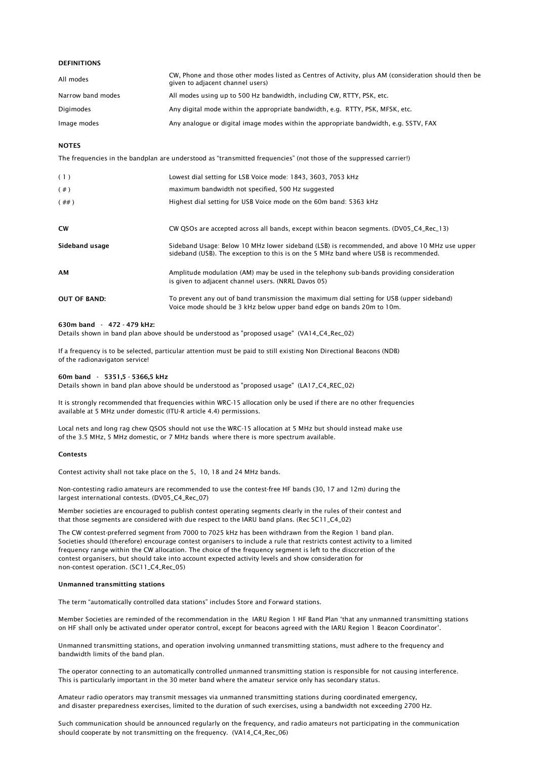**DEFINITIONS**

| | |
|---|---|
| All modes | CW, Phone and those other modes listed as Centres of Activity, plus AM (consideration should then be given to adjacent channel users) |
| Narrow band modes | All modes using up to 500 Hz bandwidth, including CW, RTTY, PSK, etc. |
| Digimodes | Any digital mode within the appropriate bandwidth, e.g. RTTY, PSK, MFSK, etc. |
| Image modes | Any analogue or digital image modes within the appropriate bandwidth, e.g. SSTV, FAX |

**NOTES**

The frequencies in the bandplan are understood as "transmitted frequencies" (not those of the suppressed carrier!)

| | |
|---|---|
| ( 1 ) | Lowest dial setting for LSB Voice mode: 1843, 3603, 7053 kHz |
| ( # ) | maximum bandwidth not specified, 500 Hz suggested |
| ( ## ) | Highest dial setting for USB Voice mode on the 60m band: 5363 kHz |
| **CW** | CW QSOs are accepted across all bands, except within beacon segments. (DV05_C4_Rec_13) |
| **Sideband usage** | Sideband Usage: Below 10 MHz lower sideband (LSB) is recommended, and above 10 MHz use upper sideband (USB). The exception to this is on the 5 MHz band where USB is recommended. |
| **AM** | Amplitude modulation (AM) may be used in the telephony sub-bands providing consideration is given to adjacent channel users. (NRRL Davos 05) |
| **OUT OF BAND:** | To prevent any out of band transmission the maximum dial setting for USB (upper sideband) Voice mode should be 3 kHz below upper band edge on bands 20m to 10m. |

**630m band - 472 - 479 kHz:**
Details shown in band plan above should be understood as "proposed usage" (VA14_C4_Rec_02)

If a frequency is to be selected, particular attention must be paid to still existing Non Directional Beacons (NDB) of the radionavigaton service!

**60m band - 5351,5 - 5366,5 kHz**
Details shown in band plan above should be understood as "proposed usage" (LA17_C4_REC_02)

It is strongly recommended that frequencies within WRC-15 allocation only be used if there are no other frequencies available at 5 MHz under domestic (ITU-R article 4.4) permissions.

Local nets and long rag chew QSOS should not use the WRC-15 allocation at 5 MHz but should instead make use of the 3.5 MHz, 5 MHz domestic, or 7 MHz bands where there is more spectrum available.

**Contests**

Contest activity shall not take place on the 5, 10, 18 and 24 MHz bands.

Non-contesting radio amateurs are recommended to use the contest-free HF bands (30, 17 and 12m) during the largest international contests. (DV05_C4_Rec_07)

Member societies are encouraged to publish contest operating segments clearly in the rules of their contest and that those segments are considered with due respect to the IARU band plans. (Rec SC11_C4_02)

The CW contest-preferred segment from 7000 to 7025 kHz has been withdrawn from the Region 1 band plan. Societies should (therefore) encourage contest organisers to include a rule that restricts contest activity to a limited frequency range within the CW allocation. The choice of the frequency segment is left to the disccretion of the contest organisers, but should take into account expected activity levels and show consideration for non-contest operation. (SC11_C4_Rec_05)

**Unmanned transmitting stations**

The term "automatically controlled data stations" includes Store and Forward stations.

Member Societies are reminded of the recommendation in the IARU Region 1 HF Band Plan 'that any unmanned transmitting stations on HF shall only be activated under operator control, except for beacons agreed with the IARU Region 1 Beacon Coordinator'.

Unmanned transmitting stations, and operation involving unmanned transmitting stations, must adhere to the frequency and bandwidth limits of the band plan.

The operator connecting to an automatically controlled unmanned transmitting station is responsible for not causing interference. This is particularly important in the 30 meter band where the amateur service only has secondary status.

Amateur radio operators may transmit messages via unmanned transmitting stations during coordinated emergency, and disaster preparedness exercises, limited to the duration of such exercises, using a bandwidth not exceeding 2700 Hz.

Such communication should be announced regularly on the frequency, and radio amateurs not participating in the communication should cooperate by not transmitting on the frequency. (VA14_C4_Rec_06)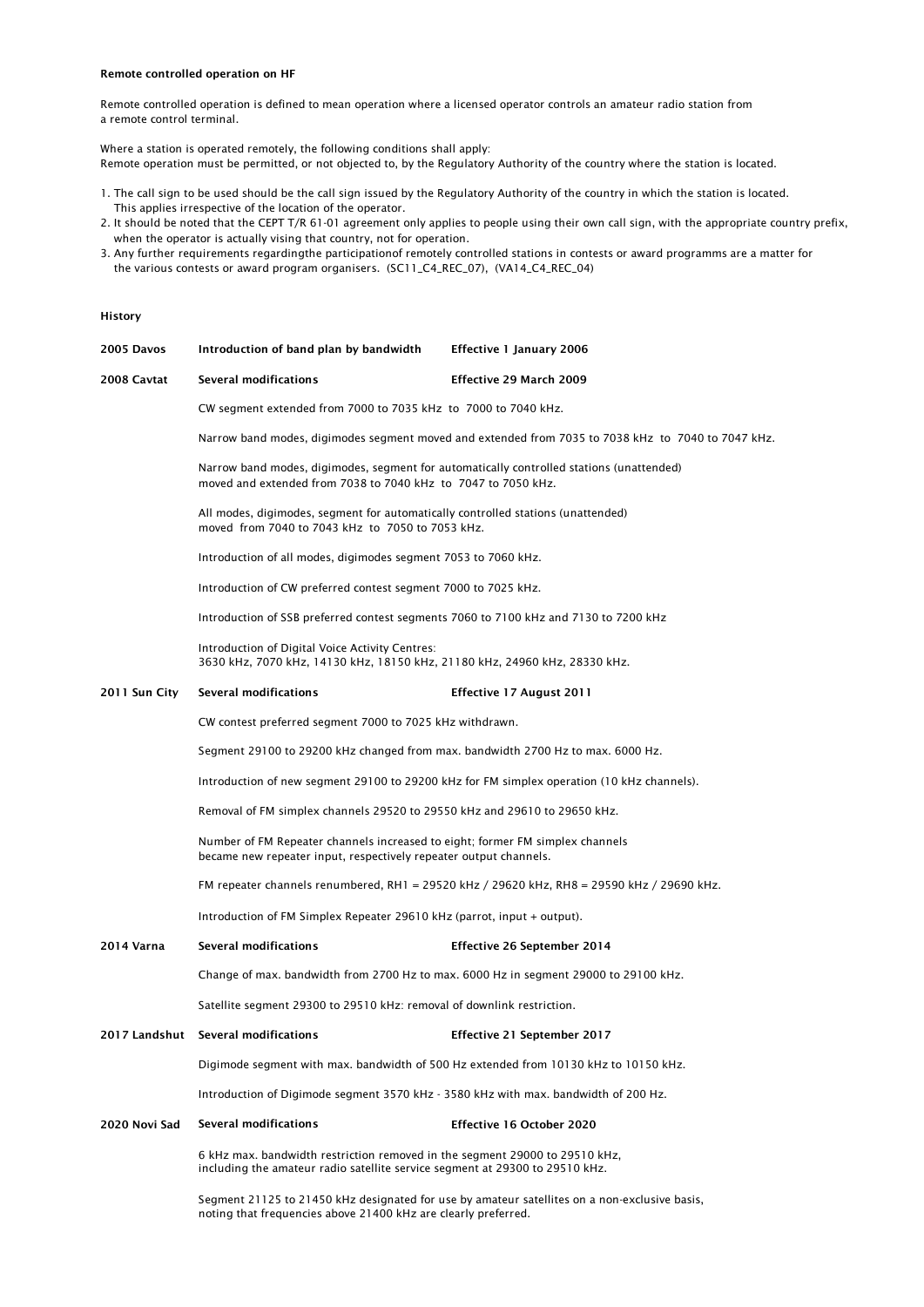**Remote controlled operation on HF**

Remote controlled operation is defined to mean operation where a licensed operator controls an amateur radio station from a remote control terminal.

Where a station is operated remotely, the following conditions shall apply:
Remote operation must be permitted, or not objected to, by the Regulatory Authority of the country where the station is located.

1. The call sign to be used should be the call sign issued by the Regulatory Authority of the country in which the station is located. This applies irrespective of the location of the operator.
2. It should be noted that the CEPT T/R 61-01 agreement only applies to people using their own call sign, with the appropriate country prefix, when the operator is actually vising that country, not for operation.
3. Any further requirements regardingthe participationof remotely controlled stations in contests or award programms are a matter for the various contests or award program organisers. (SC11_C4_REC_07), (VA14_C4_REC_04)

**History**

**2005 Davos** **Introduction of band plan by bandwidth** **Effective 1 January 2006**

**2008 Cavtat** **Several modifications** **Effective 29 March 2009**

CW segment extended from 7000 to 7035 kHz to 7000 to 7040 kHz.

Narrow band modes, digimodes segment moved and extended from 7035 to 7038 kHz to 7040 to 7047 kHz.

Narrow band modes, digimodes, segment for automatically controlled stations (unattended) moved and extended from 7038 to 7040 kHz to 7047 to 7050 kHz.

All modes, digimodes, segment for automatically controlled stations (unattended) moved from 7040 to 7043 kHz to 7050 to 7053 kHz.

Introduction of all modes, digimodes segment 7053 to 7060 kHz.

Introduction of CW preferred contest segment 7000 to 7025 kHz.

Introduction of SSB preferred contest segments 7060 to 7100 kHz and 7130 to 7200 kHz

Introduction of Digital Voice Activity Centres:
3630 kHz, 7070 kHz, 14130 kHz, 18150 kHz, 21180 kHz, 24960 kHz, 28330 kHz.

**2011 Sun City** **Several modifications** **Effective 17 August 2011**

CW contest preferred segment 7000 to 7025 kHz withdrawn.

Segment 29100 to 29200 kHz changed from max. bandwidth 2700 Hz to max. 6000 Hz.

Introduction of new segment 29100 to 29200 kHz for FM simplex operation (10 kHz channels).

Removal of FM simplex channels 29520 to 29550 kHz and 29610 to 29650 kHz.

Number of FM Repeater channels increased to eight; former FM simplex channels became new repeater input, respectively repeater output channels.

FM repeater channels renumbered, RH1 = 29520 kHz / 29620 kHz, RH8 = 29590 kHz / 29690 kHz.

Introduction of FM Simplex Repeater 29610 kHz (parrot, input + output).

**2014 Varna** **Several modifications** **Effective 26 September 2014**

Change of max. bandwidth from 2700 Hz to max. 6000 Hz in segment 29000 to 29100 kHz.

Satellite segment 29300 to 29510 kHz: removal of downlink restriction.

**2017 Landshut** **Several modifications** **Effective 21 September 2017**

Digimode segment with max. bandwidth of 500 Hz extended from 10130 kHz to 10150 kHz.

Introduction of Digimode segment 3570 kHz - 3580 kHz with max. bandwidth of 200 Hz.

**2020 Novi Sad** **Several modifications** **Effective 16 October 2020**

6 kHz max. bandwidth restriction removed in the segment 29000 to 29510 kHz, including the amateur radio satellite service segment at 29300 to 29510 kHz.

Segment 21125 to 21450 kHz designated for use by amateur satellites on a non-exclusive basis, noting that frequencies above 21400 kHz are clearly preferred.